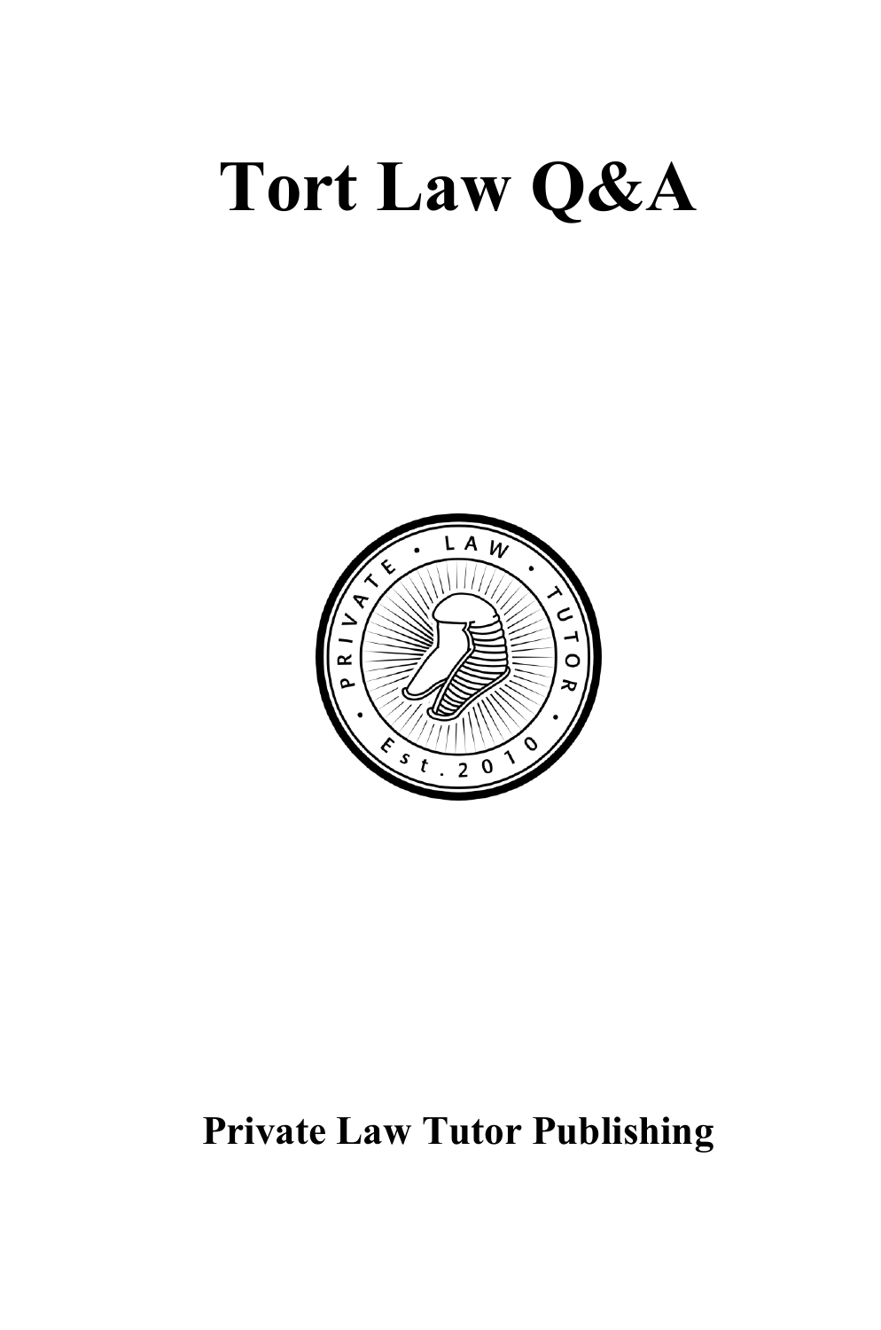# Tort Law Q&A

**Private Law Tutor Publishing**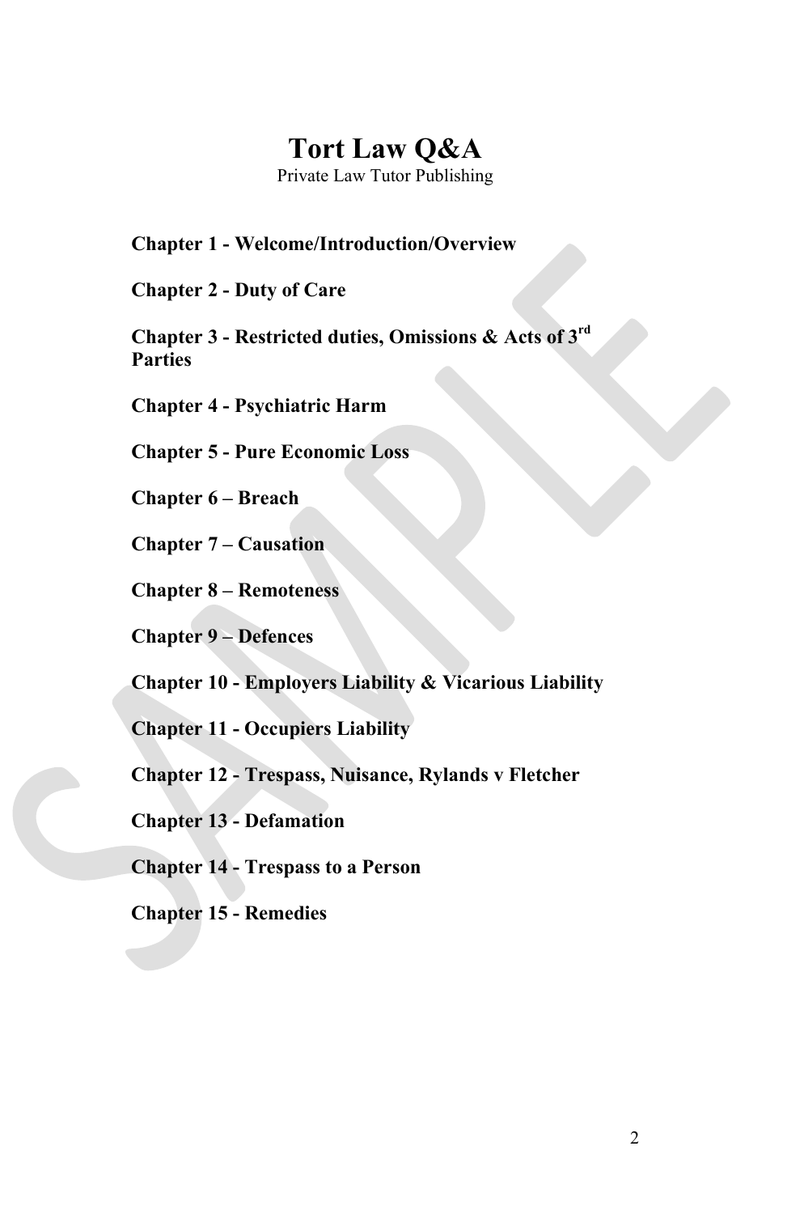# Tort Law Q&A

Private Law Tutor Publishing

**Chapter 1 - Welcome/Introduction/Overview**

**Chapter 2 - Duty of Care**

**Chapter 3 - Restricted duties, Omissions & Acts of 3rd Parties**

**Chapter 4 - Psychiatric Harm**

**Chapter 5 - Pure Economic Loss**

**Chapter 6 – Breach**

**Chapter 7 – Causation**

**Chapter 8 – Remoteness**

**Chapter 9 – Defences**

**Chapter 10 - Employers Liability & Vicarious Liability**

**Chapter 11 - Occupiers Liability**

**Chapter 12 - Trespass, Nuisance, Rylands v Fletcher**

**Chapter 13 - Defamation**

**Chapter 14 - Trespass to a Person**

**Chapter 15 - Remedies**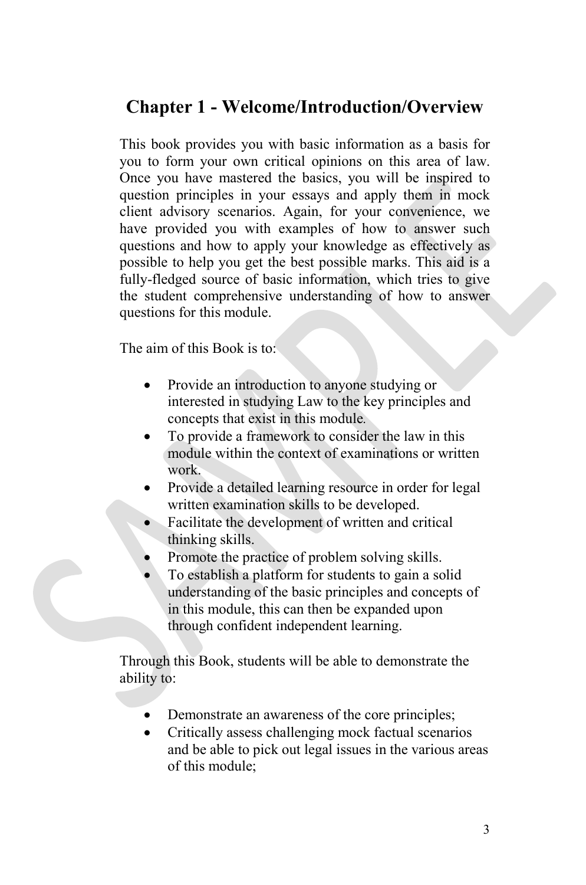# Chapter 1 - Welcome/Introduction/Overview

This book provides you with basic information as a basis for you to form your own critical opinions on this area of law. Once you have mastered the basics, you will be inspired to question principles in your essays and apply them in mock client advisory scenarios. Again, for your convenience, we have provided you with examples of how to answer such questions and how to apply your knowledge as effectively as possible to help you get the best possible marks. This aid is a fully-fledged source of basic information, which tries to give the student comprehensive understanding of how to answer questions for this module.

The aim of this Book is to:

- Provide an introduction to anyone studying or interested in studying Law to the key principles and concepts that exist in this module.
- To provide a framework to consider the law in this module within the context of examinations or written work.
- Provide a detailed learning resource in order for legal written examination skills to be developed.
- Facilitate the development of written and critical thinking skills.
- Promote the practice of problem solving skills.
- To establish a platform for students to gain a solid understanding of the basic principles and concepts of in this module, this can then be expanded upon through confident independent learning.

Through this Book, students will be able to demonstrate the ability to:

- Demonstrate an awareness of the core principles;
- Critically assess challenging mock factual scenarios and be able to pick out legal issues in the various areas of this module;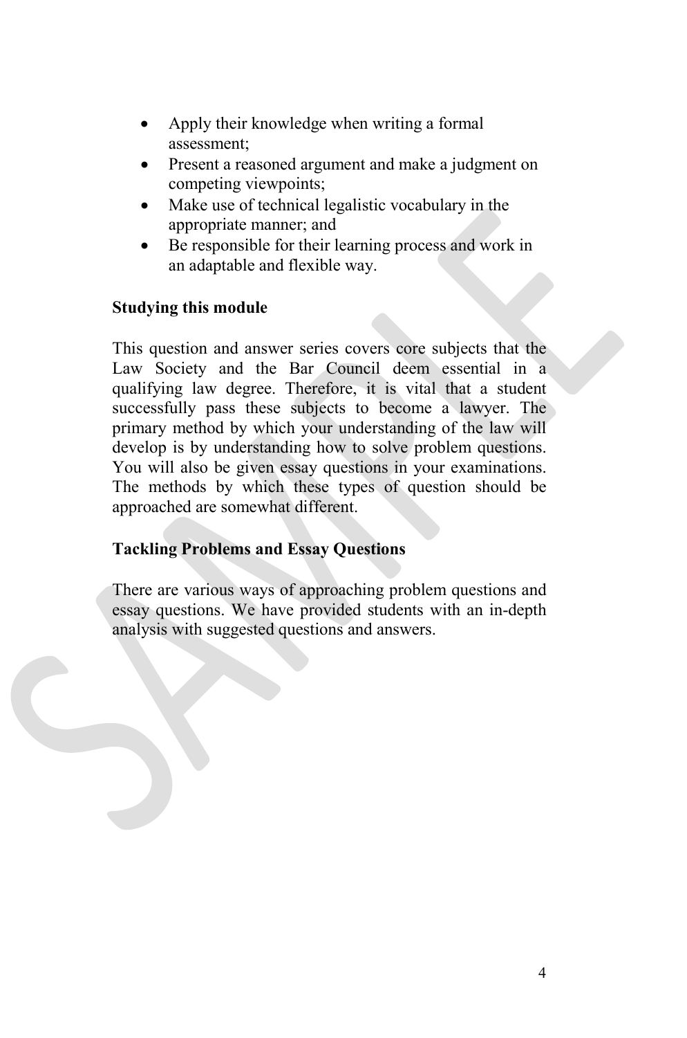- Apply their knowledge when writing a formal assessment;
- Present a reasoned argument and make a judgment on competing viewpoints;
- Make use of technical legalistic vocabulary in the appropriate manner; and
- Be responsible for their learning process and work in an adaptable and flexible way.

**Studying this module**

This question and answer series covers core subjects that the Law Society and the Bar Council deem essential in a qualifying law degree. Therefore, it is vital that a student successfully pass these subjects to become a lawyer. The primary method by which your understanding of the law will develop is by understanding how to solve problem questions. You will also be given essay questions in your examinations. The methods by which these types of question should be approached are somewhat different.

**Tackling Problems and Essay Questions**

There are various ways of approaching problem questions and essay questions. We have provided students with an in-depth analysis with suggested questions and answers.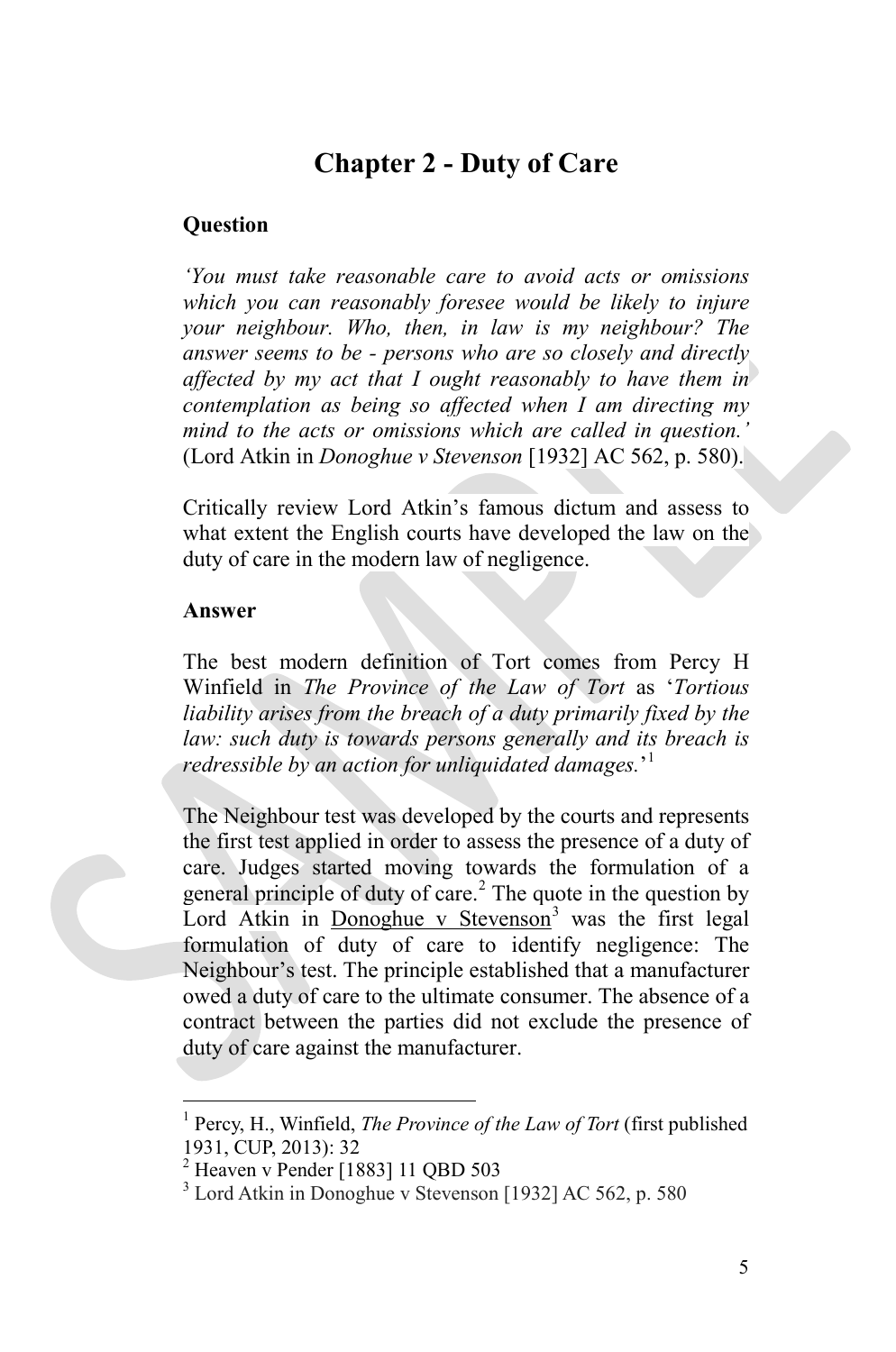# Chapter 2 - Duty of Care

**Question**

*'You must take reasonable care to avoid acts or omissions which you can reasonably foresee would be likely to injure your neighbour. Who, then, in law is my neighbour? The answer seems to be - persons who are so closely and directly affected by my act that I ought reasonably to have them in contemplation as being so affected when I am directing my mind to the acts or omissions which are called in question.'* (Lord Atkin in *Donoghue v Stevenson* [1932] AC 562, p. 580).

Critically review Lord Atkin's famous dictum and assess to what extent the English courts have developed the law on the duty of care in the modern law of negligence.

**Answer**

The best modern definition of Tort comes from Percy H Winfield in *The Province of the Law of Tort* as '*Tortious liability arises from the breach of a duty primarily fixed by the law: such duty is towards persons generally and its breach is redressible by an action for unliquidated damages.*'[1]

The Neighbour test was developed by the courts and represents the first test applied in order to assess the presence of a duty of care. Judges started moving towards the formulation of a general principle of duty of care.[2] The quote in the question by Lord Atkin in <u>Donoghue v Stevenson</u>[3] was the first legal formulation of duty of care to identify negligence: The Neighbour's test. The principle established that a manufacturer owed a duty of care to the ultimate consumer. The absence of a contract between the parties did not exclude the presence of duty of care against the manufacturer.

---

[1] Percy, H., Winfield, *The Province of the Law of Tort* (first published 1931, CUP, 2013): 32

[2] Heaven v Pender [1883] 11 QBD 503

[3] Lord Atkin in Donoghue v Stevenson [1932] AC 562, p. 580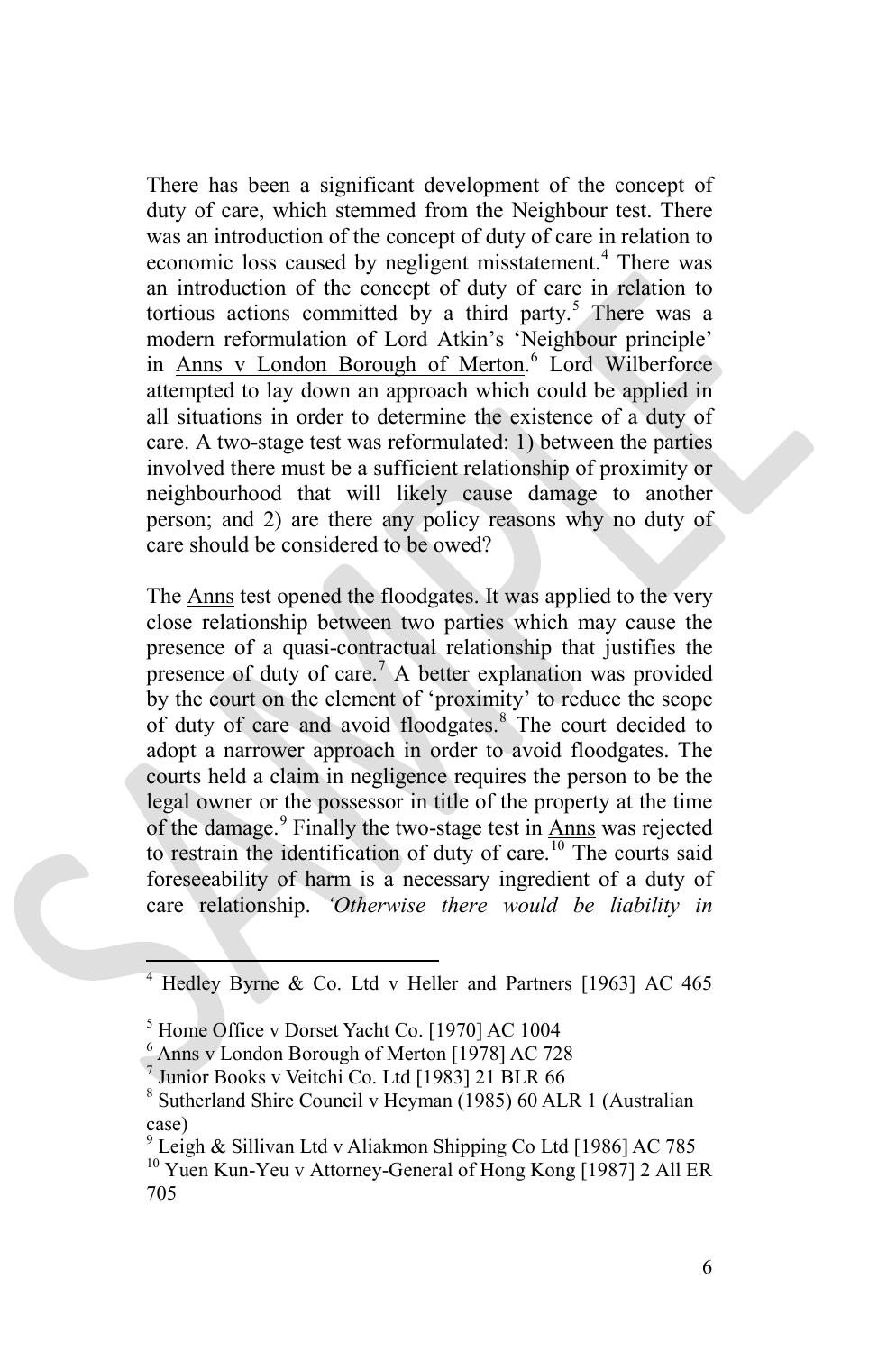There has been a significant development of the concept of duty of care, which stemmed from the Neighbour test. There was an introduction of the concept of duty of care in relation to economic loss caused by negligent misstatement.[4] There was an introduction of the concept of duty of care in relation to tortious actions committed by a third party.[5] There was a modern reformulation of Lord Atkin's 'Neighbour principle' in Anns v London Borough of Merton.[6] Lord Wilberforce attempted to lay down an approach which could be applied in all situations in order to determine the existence of a duty of care. A two-stage test was reformulated: 1) between the parties involved there must be a sufficient relationship of proximity or neighbourhood that will likely cause damage to another person; and 2) are there any policy reasons why no duty of care should be considered to be owed?

The Anns test opened the floodgates. It was applied to the very close relationship between two parties which may cause the presence of a quasi-contractual relationship that justifies the presence of duty of care.[7] A better explanation was provided by the court on the element of 'proximity' to reduce the scope of duty of care and avoid floodgates.[8] The court decided to adopt a narrower approach in order to avoid floodgates. The courts held a claim in negligence requires the person to be the legal owner or the possessor in title of the property at the time of the damage.[9] Finally the two-stage test in Anns was rejected to restrain the identification of duty of care.[10] The courts said foreseeability of harm is a necessary ingredient of a duty of care relationship. *'Otherwise there would be liability in*

---

[4] Hedley Byrne & Co. Ltd v Heller and Partners [1963] AC 465

[5] Home Office v Dorset Yacht Co. [1970] AC 1004

[6] Anns v London Borough of Merton [1978] AC 728

[7] Junior Books v Veitchi Co. Ltd [1983] 21 BLR 66

[8] Sutherland Shire Council v Heyman (1985) 60 ALR 1 (Australian case)

[9] Leigh & Sillivan Ltd v Aliakmon Shipping Co Ltd [1986] AC 785

[10] Yuen Kun-Yeu v Attorney-General of Hong Kong [1987] 2 All ER 705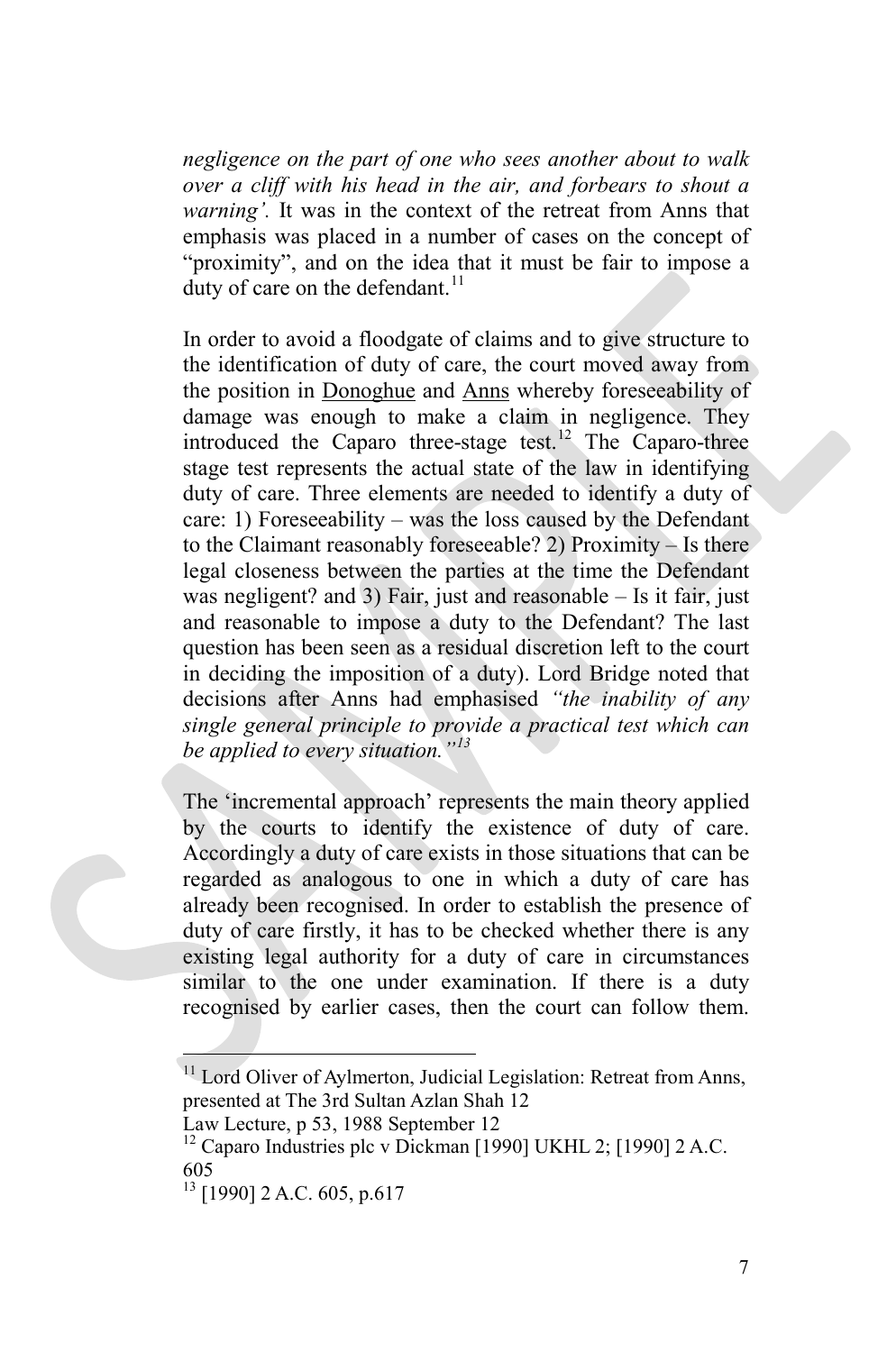*negligence on the part of one who sees another about to walk over a cliff with his head in the air, and forbears to shout a warning'*. It was in the context of the retreat from Anns that emphasis was placed in a number of cases on the concept of "proximity", and on the idea that it must be fair to impose a duty of care on the defendant.[11]

In order to avoid a floodgate of claims and to give structure to the identification of duty of care, the court moved away from the position in Donoghue and Anns whereby foreseeability of damage was enough to make a claim in negligence. They introduced the Caparo three-stage test.[12] The Caparo-three stage test represents the actual state of the law in identifying duty of care. Three elements are needed to identify a duty of care: 1) Foreseeability – was the loss caused by the Defendant to the Claimant reasonably foreseeable? 2) Proximity – Is there legal closeness between the parties at the time the Defendant was negligent? and 3) Fair, just and reasonable – Is it fair, just and reasonable to impose a duty to the Defendant? The last question has been seen as a residual discretion left to the court in deciding the imposition of a duty). Lord Bridge noted that decisions after Anns had emphasised *"the inability of any single general principle to provide a practical test which can be applied to every situation."*[13]

The 'incremental approach' represents the main theory applied by the courts to identify the existence of duty of care. Accordingly a duty of care exists in those situations that can be regarded as analogous to one in which a duty of care has already been recognised. In order to establish the presence of duty of care firstly, it has to be checked whether there is any existing legal authority for a duty of care in circumstances similar to the one under examination. If there is a duty recognised by earlier cases, then the court can follow them.

---

[11] Lord Oliver of Aylmerton, Judicial Legislation: Retreat from Anns, presented at The 3rd Sultan Azlan Shah 12 Law Lecture, p 53, 1988 September 12

[12] Caparo Industries plc v Dickman [1990] UKHL 2; [1990] 2 A.C. 605

[13] [1990] 2 A.C. 605, p.617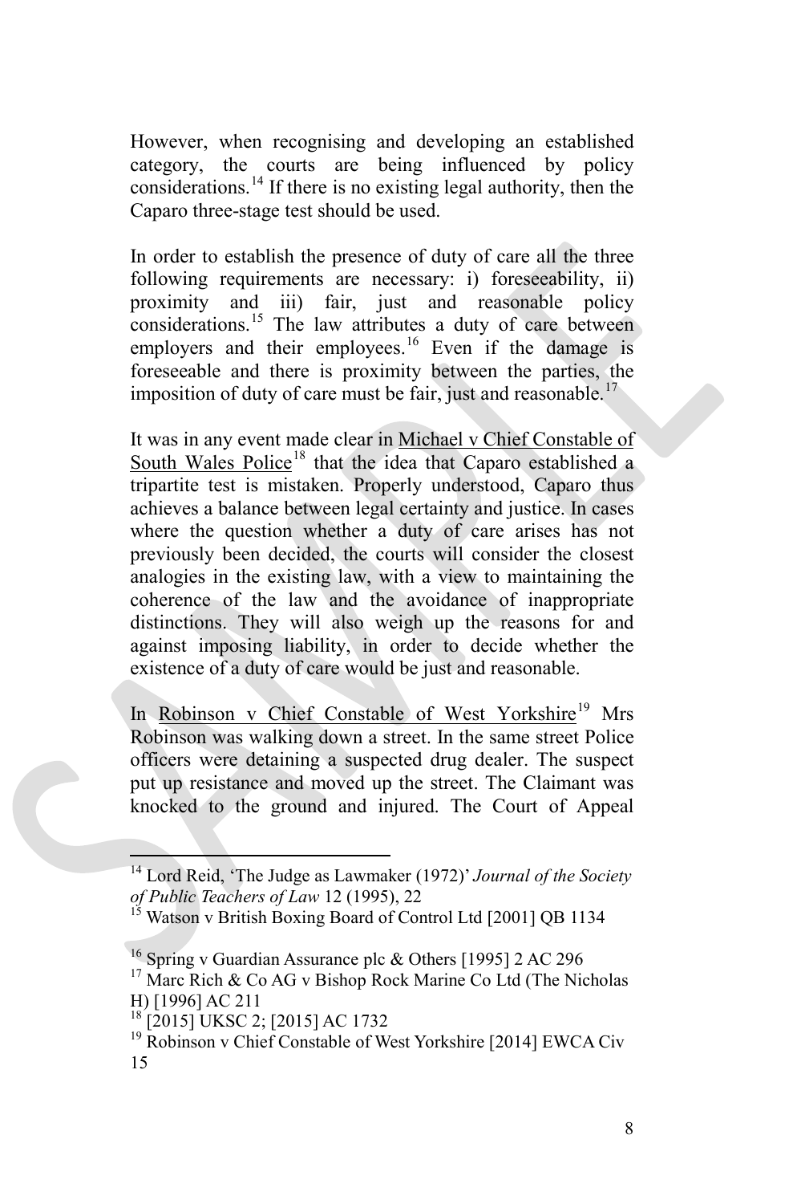However, when recognising and developing an established category, the courts are being influenced by policy considerations.[14] If there is no existing legal authority, then the Caparo three-stage test should be used.

In order to establish the presence of duty of care all the three following requirements are necessary: i) foreseeability, ii) proximity and iii) fair, just and reasonable policy considerations.[15] The law attributes a duty of care between employers and their employees.[16] Even if the damage is foreseeable and there is proximity between the parties, the imposition of duty of care must be fair, just and reasonable.[17]

It was in any event made clear in Michael v Chief Constable of South Wales Police[18] that the idea that Caparo established a tripartite test is mistaken. Properly understood, Caparo thus achieves a balance between legal certainty and justice. In cases where the question whether a duty of care arises has not previously been decided, the courts will consider the closest analogies in the existing law, with a view to maintaining the coherence of the law and the avoidance of inappropriate distinctions. They will also weigh up the reasons for and against imposing liability, in order to decide whether the existence of a duty of care would be just and reasonable.

In Robinson v Chief Constable of West Yorkshire[19] Mrs Robinson was walking down a street. In the same street Police officers were detaining a suspected drug dealer. The suspect put up resistance and moved up the street. The Claimant was knocked to the ground and injured. The Court of Appeal

---

[14] Lord Reid, 'The Judge as Lawmaker (1972)' *Journal of the Society of Public Teachers of Law* 12 (1995), 22

[15] Watson v British Boxing Board of Control Ltd [2001] QB 1134

[16] Spring v Guardian Assurance plc & Others [1995] 2 AC 296

[17] Marc Rich & Co AG v Bishop Rock Marine Co Ltd (The Nicholas H) [1996] AC 211

[18] [2015] UKSC 2; [2015] AC 1732

[19] Robinson v Chief Constable of West Yorkshire [2014] EWCA Civ 15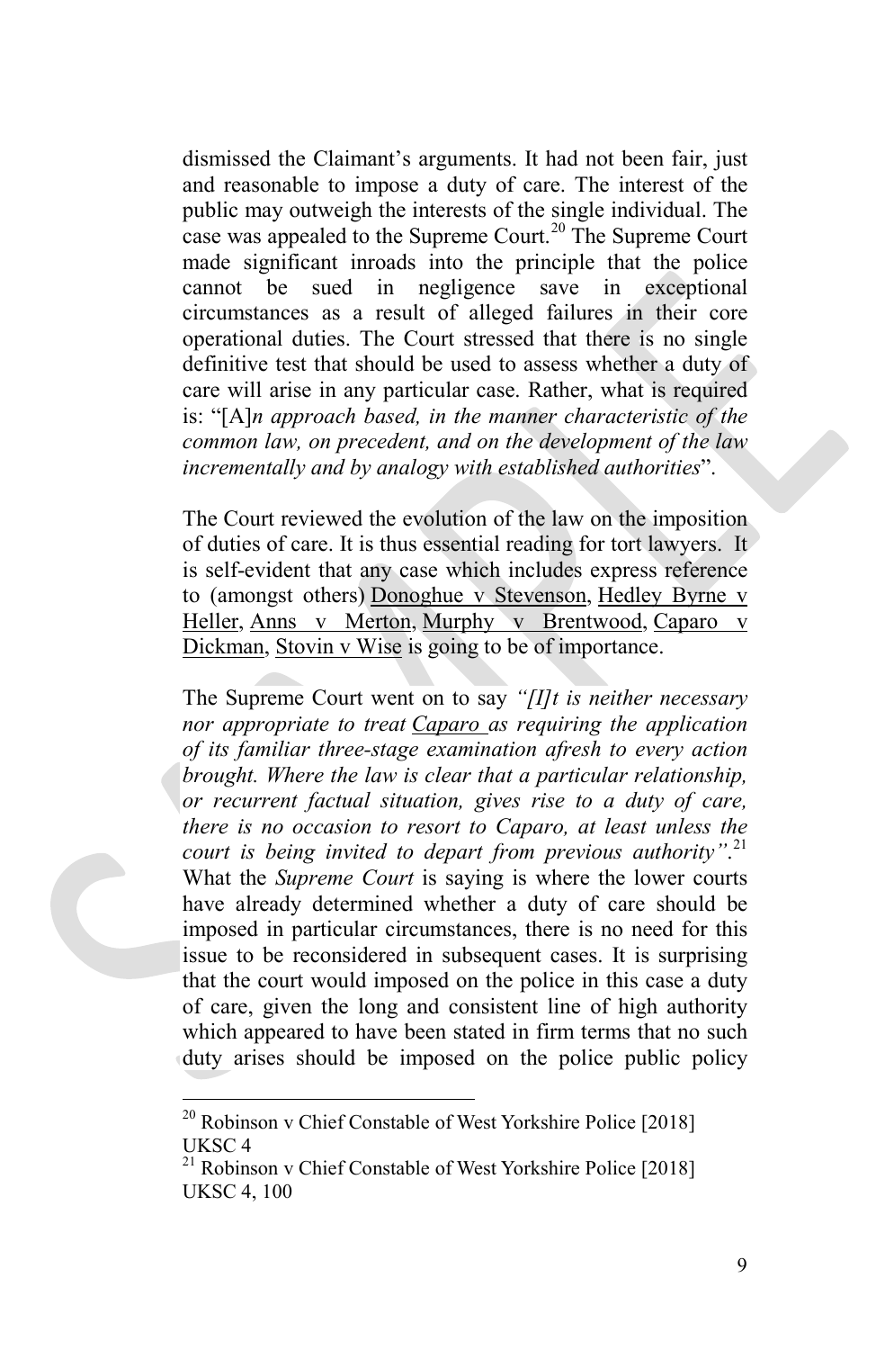dismissed the Claimant's arguments. It had not been fair, just and reasonable to impose a duty of care. The interest of the public may outweigh the interests of the single individual. The case was appealed to the Supreme Court.[20] The Supreme Court made significant inroads into the principle that the police cannot be sued in negligence save in exceptional circumstances as a result of alleged failures in their core operational duties. The Court stressed that there is no single definitive test that should be used to assess whether a duty of care will arise in any particular case. Rather, what is required is: "[A]*n approach based, in the manner characteristic of the common law, on precedent, and on the development of the law incrementally and by analogy with established authorities*".

The Court reviewed the evolution of the law on the imposition of duties of care. It is thus essential reading for tort lawyers. It is self-evident that any case which includes express reference to (amongst others) Donoghue v Stevenson, Hedley Byrne v Heller, Anns v Merton, Murphy v Brentwood, Caparo v Dickman, Stovin v Wise is going to be of importance.

The Supreme Court went on to say *"[I]t is neither necessary nor appropriate to treat Caparo as requiring the application of its familiar three-stage examination afresh to every action brought. Where the law is clear that a particular relationship, or recurrent factual situation, gives rise to a duty of care, there is no occasion to resort to Caparo, at least unless the court is being invited to depart from previous authority"*.[21] What the *Supreme Court* is saying is where the lower courts have already determined whether a duty of care should be imposed in particular circumstances, there is no need for this issue to be reconsidered in subsequent cases. It is surprising that the court would imposed on the police in this case a duty of care, given the long and consistent line of high authority which appeared to have been stated in firm terms that no such duty arises should be imposed on the police public policy

[20] Robinson v Chief Constable of West Yorkshire Police [2018] UKSC 4

[21] Robinson v Chief Constable of West Yorkshire Police [2018] UKSC 4, 100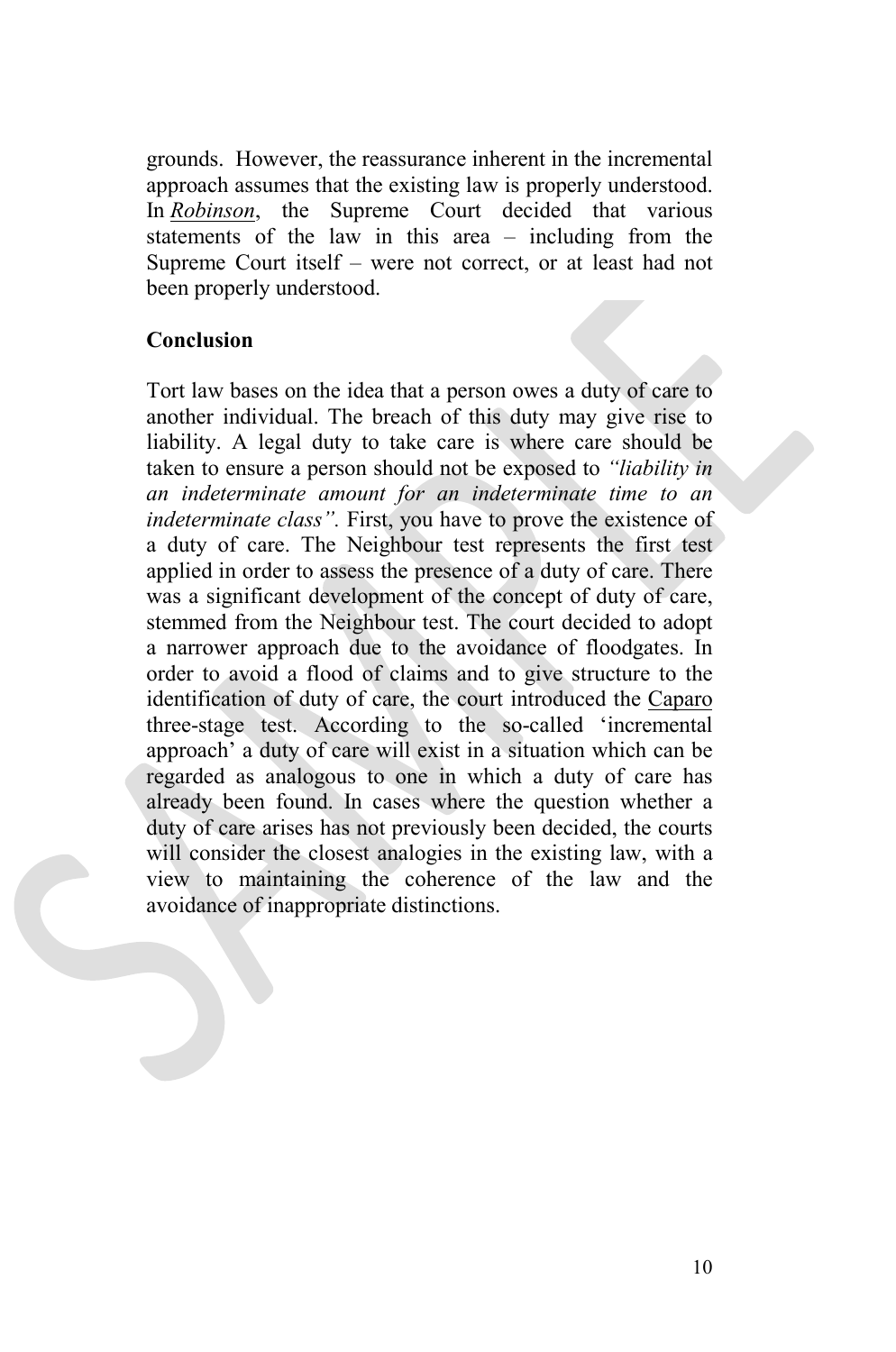grounds. However, the reassurance inherent in the incremental approach assumes that the existing law is properly understood. In *Robinson*, the Supreme Court decided that various statements of the law in this area – including from the Supreme Court itself – were not correct, or at least had not been properly understood.

**Conclusion**

Tort law bases on the idea that a person owes a duty of care to another individual. The breach of this duty may give rise to liability. A legal duty to take care is where care should be taken to ensure a person should not be exposed to *"liability in an indeterminate amount for an indeterminate time to an indeterminate class".* First, you have to prove the existence of a duty of care. The Neighbour test represents the first test applied in order to assess the presence of a duty of care. There was a significant development of the concept of duty of care, stemmed from the Neighbour test. The court decided to adopt a narrower approach due to the avoidance of floodgates. In order to avoid a flood of claims and to give structure to the identification of duty of care, the court introduced the Caparo three-stage test. According to the so-called 'incremental approach' a duty of care will exist in a situation which can be regarded as analogous to one in which a duty of care has already been found. In cases where the question whether a duty of care arises has not previously been decided, the courts will consider the closest analogies in the existing law, with a view to maintaining the coherence of the law and the avoidance of inappropriate distinctions.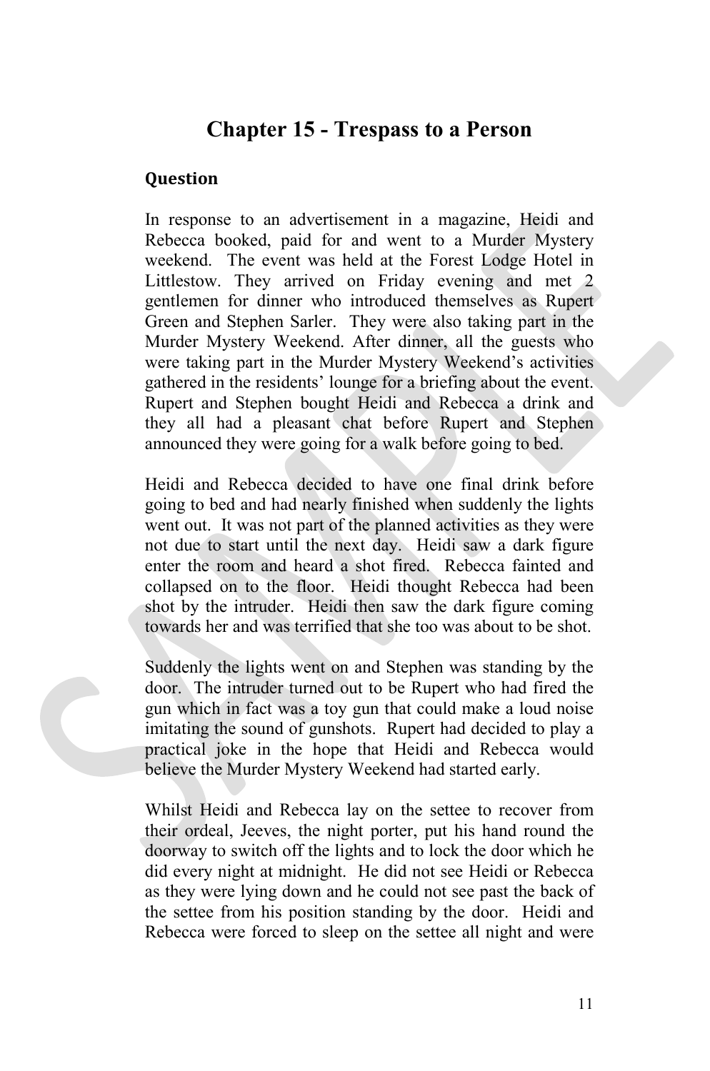# Chapter 15 - Trespass to a Person

## Question

In response to an advertisement in a magazine, Heidi and Rebecca booked, paid for and went to a Murder Mystery weekend. The event was held at the Forest Lodge Hotel in Littlestow. They arrived on Friday evening and met 2 gentlemen for dinner who introduced themselves as Rupert Green and Stephen Sarler. They were also taking part in the Murder Mystery Weekend. After dinner, all the guests who were taking part in the Murder Mystery Weekend's activities gathered in the residents' lounge for a briefing about the event. Rupert and Stephen bought Heidi and Rebecca a drink and they all had a pleasant chat before Rupert and Stephen announced they were going for a walk before going to bed.

Heidi and Rebecca decided to have one final drink before going to bed and had nearly finished when suddenly the lights went out. It was not part of the planned activities as they were not due to start until the next day. Heidi saw a dark figure enter the room and heard a shot fired. Rebecca fainted and collapsed on to the floor. Heidi thought Rebecca had been shot by the intruder. Heidi then saw the dark figure coming towards her and was terrified that she too was about to be shot.

Suddenly the lights went on and Stephen was standing by the door. The intruder turned out to be Rupert who had fired the gun which in fact was a toy gun that could make a loud noise imitating the sound of gunshots. Rupert had decided to play a practical joke in the hope that Heidi and Rebecca would believe the Murder Mystery Weekend had started early.

Whilst Heidi and Rebecca lay on the settee to recover from their ordeal, Jeeves, the night porter, put his hand round the doorway to switch off the lights and to lock the door which he did every night at midnight. He did not see Heidi or Rebecca as they were lying down and he could not see past the back of the settee from his position standing by the door. Heidi and Rebecca were forced to sleep on the settee all night and were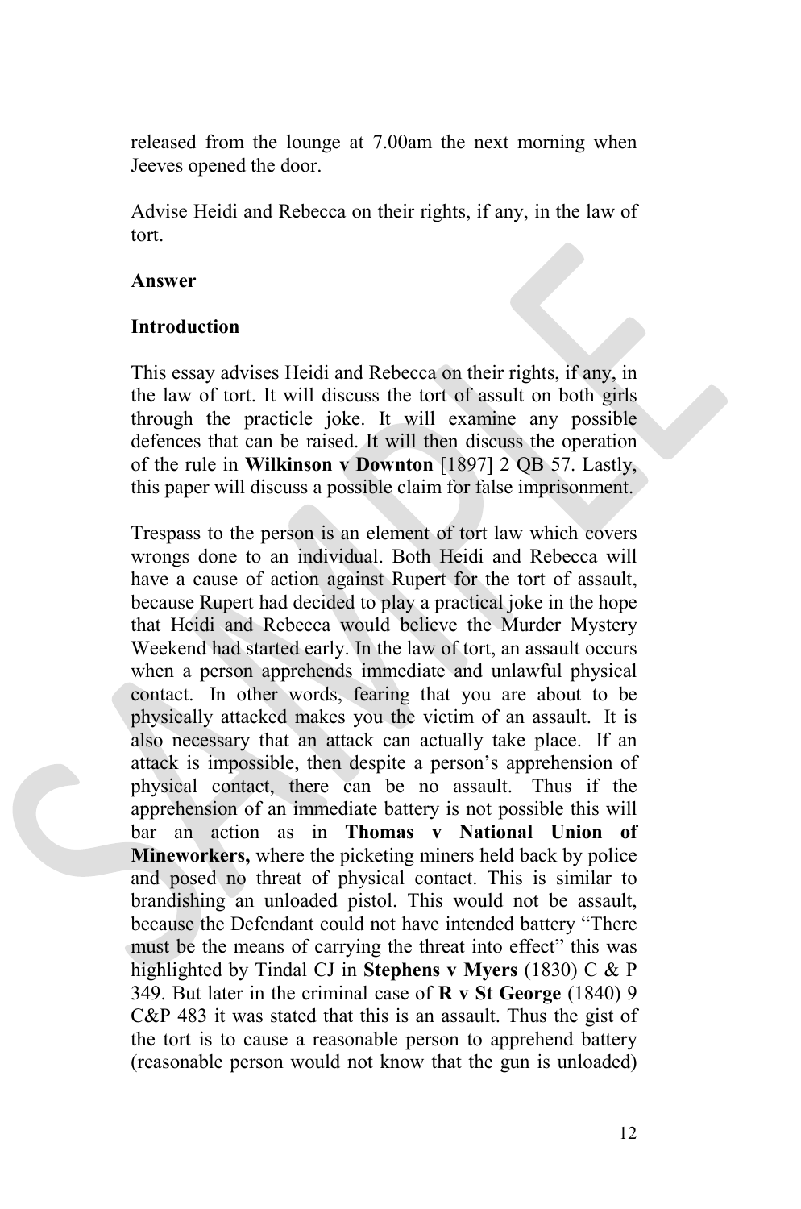released from the lounge at 7.00am the next morning when Jeeves opened the door.

Advise Heidi and Rebecca on their rights, if any, in the law of tort.

**Answer**

**Introduction**

This essay advises Heidi and Rebecca on their rights, if any, in the law of tort. It will discuss the tort of assult on both girls through the practicle joke. It will examine any possible defences that can be raised. It will then discuss the operation of the rule in **Wilkinson v Downton** [1897] 2 QB 57. Lastly, this paper will discuss a possible claim for false imprisonment.

Trespass to the person is an element of tort law which covers wrongs done to an individual. Both Heidi and Rebecca will have a cause of action against Rupert for the tort of assault, because Rupert had decided to play a practical joke in the hope that Heidi and Rebecca would believe the Murder Mystery Weekend had started early. In the law of tort, an assault occurs when a person apprehends immediate and unlawful physical contact. In other words, fearing that you are about to be physically attacked makes you the victim of an assault. It is also necessary that an attack can actually take place. If an attack is impossible, then despite a person's apprehension of physical contact, there can be no assault. Thus if the apprehension of an immediate battery is not possible this will bar an action as in **Thomas v National Union of Mineworkers,** where the picketing miners held back by police and posed no threat of physical contact. This is similar to brandishing an unloaded pistol. This would not be assault, because the Defendant could not have intended battery "There must be the means of carrying the threat into effect" this was highlighted by Tindal CJ in **Stephens v Myers** (1830) C & P 349. But later in the criminal case of **R v St George** (1840) 9 C&P 483 it was stated that this is an assault. Thus the gist of the tort is to cause a reasonable person to apprehend battery (reasonable person would not know that the gun is unloaded)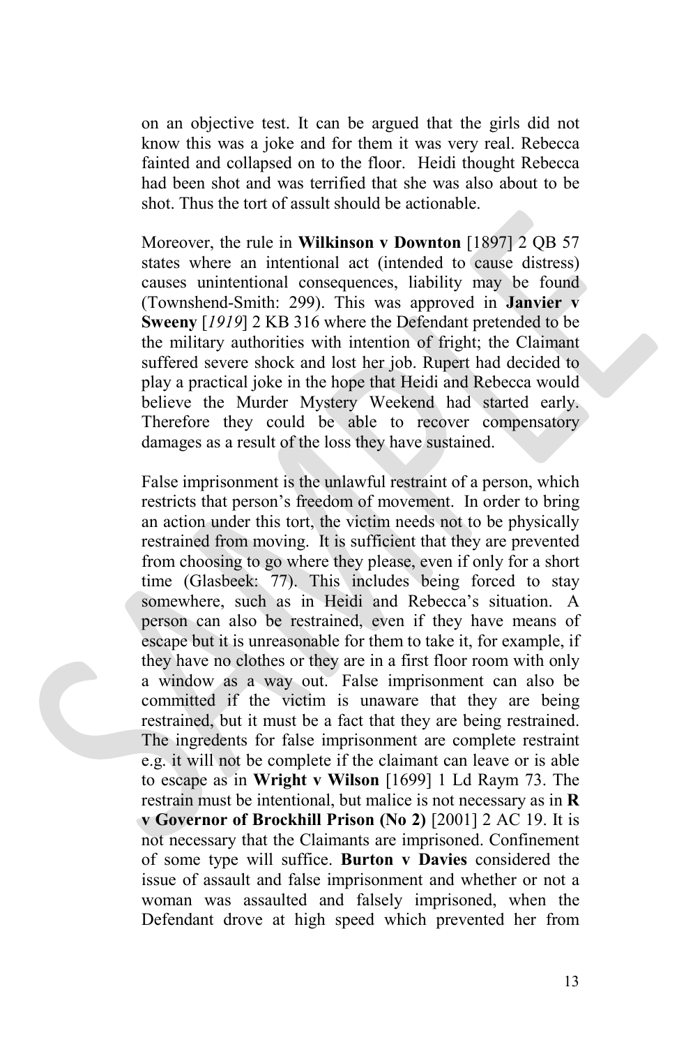on an objective test. It can be argued that the girls did not know this was a joke and for them it was very real. Rebecca fainted and collapsed on to the floor. Heidi thought Rebecca had been shot and was terrified that she was also about to be shot. Thus the tort of assult should be actionable.

Moreover, the rule in **Wilkinson v Downton** [1897] 2 QB 57 states where an intentional act (intended to cause distress) causes unintentional consequences, liability may be found (Townshend-Smith: 299). This was approved in **Janvier v Sweeny** [*1919*] 2 KB 316 where the Defendant pretended to be the military authorities with intention of fright; the Claimant suffered severe shock and lost her job. Rupert had decided to play a practical joke in the hope that Heidi and Rebecca would believe the Murder Mystery Weekend had started early. Therefore they could be able to recover compensatory damages as a result of the loss they have sustained.

False imprisonment is the unlawful restraint of a person, which restricts that person's freedom of movement. In order to bring an action under this tort, the victim needs not to be physically restrained from moving. It is sufficient that they are prevented from choosing to go where they please, even if only for a short time (Glasbeek: 77). This includes being forced to stay somewhere, such as in Heidi and Rebecca's situation. A person can also be restrained, even if they have means of escape but it is unreasonable for them to take it, for example, if they have no clothes or they are in a first floor room with only a window as a way out. False imprisonment can also be committed if the victim is unaware that they are being restrained, but it must be a fact that they are being restrained. The ingredents for false imprisonment are complete restraint e.g. it will not be complete if the claimant can leave or is able to escape as in **Wright v Wilson** [1699] 1 Ld Raym 73. The restrain must be intentional, but malice is not necessary as in **R v Governor of Brockhill Prison (No 2)** [2001] 2 AC 19. It is not necessary that the Claimants are imprisoned. Confinement of some type will suffice. **Burton v Davies** considered the issue of assault and false imprisonment and whether or not a woman was assaulted and falsely imprisoned, when the Defendant drove at high speed which prevented her from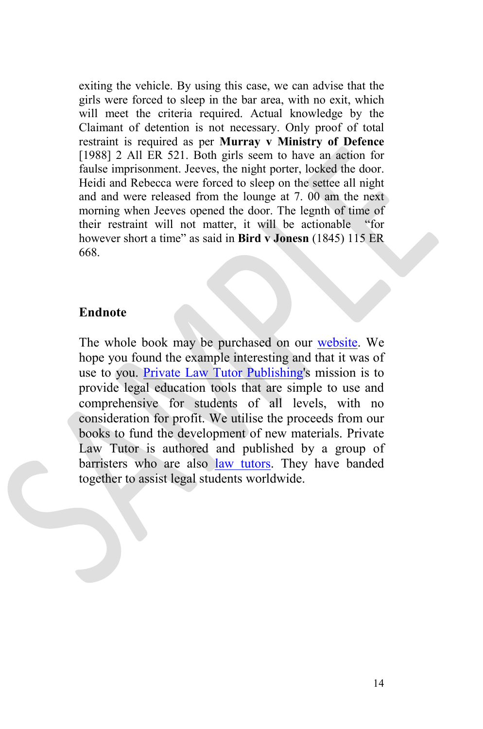exiting the vehicle. By using this case, we can advise that the girls were forced to sleep in the bar area, with no exit, which will meet the criteria required. Actual knowledge by the Claimant of detention is not necessary. Only proof of total restraint is required as per **Murray v Ministry of Defence** [1988] 2 All ER 521. Both girls seem to have an action for faulse imprisonment. Jeeves, the night porter, locked the door. Heidi and Rebecca were forced to sleep on the settee all night and and were released from the lounge at 7. 00 am the next morning when Jeeves opened the door. The legnth of time of their restraint will not matter, it will be actionable "for however short a time" as said in **Bird v Jonesn** (1845) 115 ER 668.

## Endnote

The whole book may be purchased on our website. We hope you found the example interesting and that it was of use to you. Private Law Tutor Publishing's mission is to provide legal education tools that are simple to use and comprehensive for students of all levels, with no consideration for profit. We utilise the proceeds from our books to fund the development of new materials. Private Law Tutor is authored and published by a group of barristers who are also law tutors. They have banded together to assist legal students worldwide.